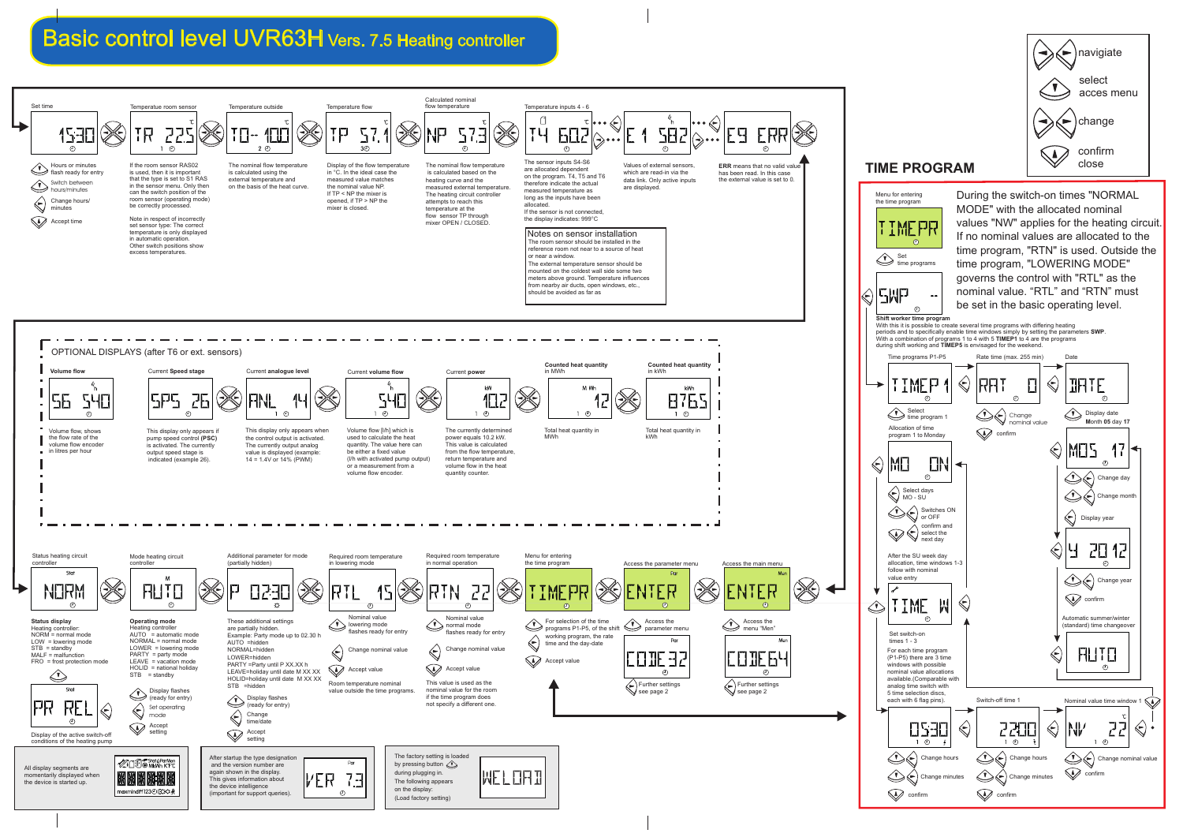# Basic control level UVR63H Vers. 7.5 Heating controller

- navigate
- select / acces menu
- change
- confirm / close

## Set time

Display: 15:30

- Hours or minutes flash ready for entry
- Switch between hours/minutes
- Change hours/ minutes
- Accept time

## Temperature room sensor

Display: TR 22.5 °C

If the room sensor RAS02 is used, then it is important that the type is set to S1 RAS in the sensor menu. Only then can the switch position of the room sensor (operating mode) be correctly processed.

Note in respect of incorrectly set sensor type: The correct temperature is only displayed in automatic operation. Other switch positions show excess temperatures.

## Temperature outside

Display: TO -10.0 °C

The normal flow temperature is calculated using the external temperature and on the basis of the heat curve.

## Temperature flow

Display: TP 57.1 °C

Display of the flow temperature in °C. In the ideal case the measured value matches the nominal value NP. If TP < NP the mixer is opened, if TP > NP the mixer is closed.

## Calculated nominal flow temperature

Display: NP 57.3 °C

The nominal flow temperature is calculated based on the heating curve and the measured external temperature. The heating circuit controller attempts to reach this temperature at the flow sensor TP through mixer OPEN / CLOSED.

## Temperature inputs 4 - 6

Display: T4 60.2 °C

The sensor inputs S4-S6 are allocated dependent on the program. T4, T5 and T6 therefore indicate the actual measured temperature as long as the inputs have been allocated. If the sensor is not connected, the display indicates: 999°C

Display: E1 58.2

Values of external sensors, which are read-in via the data link. Only active inputs are displayed.

Display: E9 ERR

**ERR** means that no valid value has been read. In this case the external value is set to 0.

### Notes on sensor installation

The room sensor should be installed in the reference room not near to a source of heat or near a window.
The external temperature sensor should be mounted on the coldest wall side some two meters above ground. Temperature influences from nearby air ducts, open windows, etc., should be avoided as far as

## OPTIONAL DISPLAYS (after T6 or ext. sensors)

### Volume flow

Display: SG 540 l/h

Volume flow, shows the flow rate of the volume flow encoder in litres per hour

### Current Speed stage

Display: SPS 26

This display only appears if pump speed control **(PSC)** is activated. The currently output speed stage is indicated (example 26).

### Current analogue level

Display: ANL 14

This display only appears when the control output is activated. The currently output analog value is displayed (example: 14 = 1.4V or 14% (PWM)

### Current volume flow

Display: 540 l/h

Volume flow [l/h] which is used to calculate the heat quantity. The value here can be either a fixed value (l/h with activated pump output) or a measurement from a volume flow encoder.

### Current power

Display: 10.2 kW

The currently determined power equals 10.2 kW. This value is calculated from the flow temperature, return temperature and volume flow in the heat quantity counter.

### Counted heat quantity in MWh

Display: 12 MWh

Total heat quantity in MWh

### Counted heat quantity in kWh

Display: 876.5 kWh

Total heat quantity in kWh

## Status heating circuit controller

Display: NORM

**Status display**
Heating controller:
NORM = normal mode
LOW = lowering mode
STB = standby
MALF = malfunction
FRO = frost protection mode

Display: PR REL

Display of the active switch-off conditions of the heating pump

## Mode heating circuit controller

Display: AUTO

**Operating mode**
Heating controller
AUTO = automatic mode
NORMAL = normal mode
LOWER = lowering mode
PARTY = party mode
LEAVE = vacation mode
HOLID = national holiday
STB = standby

- Display flashes (ready for entry)
- Set operating mode
- Accept setting

## Additional parameter for mode (partially hidden)

Display: P 02:30

These additional settings are partially hidden.
Example: Party mode up to 02.30 h
AUTO =hidden
NORMAL=hidden
LOWER=hidden
PARTY =Party until P XX.XX h
LEAVE=holiday until date M XX XX
HOLID=holiday until date M XX XX
STB =hidden

- Display flashes (ready for entry)
- Change time/date
- Accept setting

## Required room temperature in lowering mode

Display: RTL 15

- Nominal value lowering mode flashes ready for entry
- Change nominal value
- Accept value

Room temperature nominal value outside the time programs.

## Required room temperature in normal operation

Display: RTN 22

- Nominal value normal mode flashes ready for entry
- Change nominal value
- Accept value

This value is used as the nominal value for the room if the time program does not specify a different one.

## Menu for entering the time program

Display: TIMEPR

- For selection of the time programs P1-P5, of the shift working program, the rate time and the day-date
- Accept value

## Access the parameter menu

Display: ENTER

- Access the parameter menu

Display: CODE 32

- Further settings see page 2

## Access the main menu

Display: ENTER

- Access the menu "Men"

Display: CODE 64

- Further settings see page 2

---

All display segments are momentarily displayed when the device is started up.

After startup the type designation and the version number are again shown in the display. This gives information about the device intelligence (important for support queries).

Display: VER 7.3

The factory setting is loaded by pressing button during plugging in. The following appears on the display: (Load factory setting)

Display: WELOAD

## TIME PROGRAM

During the switch-on times "NORMAL MODE" with the allocated nominal values "NW" applies for the heating circuit. If no nominal values are allocated to the time program, "RTN" is used. Outside the time program, "LOWERING MODE" governs the control with "RTL" as the nominal value. "RTL" and "RTN" must be set in the basic operating level.

Menu for entering the time program

Display: TIMEPR

- Set time programs

Display: SWP --

**Shift worker time program**
With this it is possible to create several time programs with differing heating periods and to specifically enable time windows simply by setting the parameters **SWP**. With a combination of programs 1 to 4 with 5 **TIMEP1** to 4 are the programs during shift working and **TIMEP5** is envisaged for the weekend.

### Time programs P1-P5

Display: TIMEP 1

- Select time program 1

Allocation of time program 1 to Monday

Display: MO ON

- Select days MO - SU
- Switches ON or OFF
- confirm and select the next day

After the SU week day allocation, time windows 1-3 follow with nominal value entry

Display: TIME W

Set switch-on times 1 - 3

For each time program (P1-P5) there are 3 time windows with possible nominal value allocations available.(Comparable with analog time switch with 5 time selection discs, each with 6 flag pins).

Display: 05:30

- Change hours
- Change minutes
- confirm

### Rate time (max. 255 min)

Display: RAT 0

- Change nominal value
- confirm

### Switch-off time 1

Display: 22:00

- Change hours
- Change minutes
- confirm

### Date

Display: DATE

- Display date Month **05** day **17**

Display: MOS 17

- Change day
- Change month
- Display year

Display: Y 2012

- Change year
- confirm

Automatic summer/winter (standard) time changeover

Display: AUTO

### Nominal value time window 1

Display: NW 22 °C

- Change nominal value
- confirm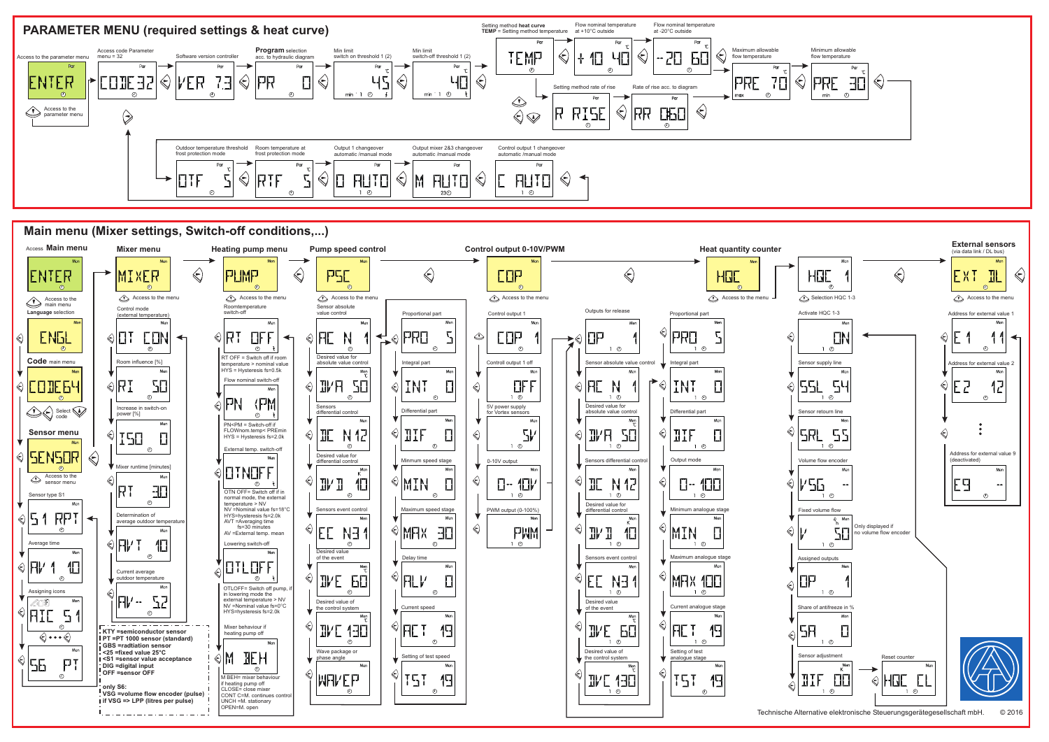# PARAMETER MENU (required settings & heat curve)

Access to the parameter menu

ENTER

Access to the parameter menu

Access code Parameter menu = 32

CODE 32

Software version controller

VER 7.3

**Program** selection acc. to hydraulic diagram

PR 0

Min limit switch on threshold 1 (2)

45

Min limit switch-off threshold 1 (2)

40

Setting method **heat curve**
**TEMP** = Setting method temperature

TEMP

Flow nominal temperature at +10°C outside

+10 40

Flow nominal temperature at -20°C outside

-20 60

Maximum allowable flow temperature

PRE 70

Minimum allowable flow temperature

PRE 30

Setting method rate of rise

R RISE

Rate of rise acc. to diagram

RR 060

Outdoor temperature threshold frost protection mode

OTF 5

Room temperature at frost protection mode

RTF 5

Output 1 changeover automatic /manual mode

O AUTO

Output mixer 2&3 changeover automatic /manual mode

M AUTO

Control output 1 changeover automatic /manual mode

C AUTO

# Main menu (Mixer settings, Switch-off conditions,...)

## Access Main menu

ENTER

Access to the main menu
**Language selection**

ENGL

**Code** main menu

CODE 64

Select code

**Sensor menu**

SENSOR

Access to the sensor menu

Sensor type S1

S1 RPT

Average time

AV 1 1.0

Assigning icons

AIC S1

S6 PT

- KTY =semiconductor sensor
- PT =PT 1000 sensor (standard)
- GBS =radtiation sensor
- <25 =fixed value 25°C
- <S1 =sensor value acceptance
- DIG =digital input
- OFF =sensor OFF

only S6:
VSG =volume flow encoder (pulse)
if VSG => LPP (litres per pulse)

## Mixer menu

MIXER

Access to the menu

Control mode (external temperature)

OT CON

Room influence [%]

RI 50

Increase in switch-on power [%]

ISO 0

Mixer runtime [minutes]

RT 30

Determination of average outdoor temperature

AVT 10

Current average outdoor temperature

AV-- 52

## Heating pump menu

PUMP

Access to the menu

Roomtemperature switch-off

RT OFF

RT OFF = Switch off if room temperature > nominal value
HYS = Hysteresis fs=0.5k

Flow nominal switch-off

PN <PM

PN<PM = Switch-off if FLOWnom.temp< PREmin
HYS = Hysteresis fs=2.0k

External temp. switch-off

OTNOFF

OTN OFF= Switch off if in normal mode, the external temperature > NV
NV =Nominal value fs=18°C
HYS=hysteresis fs=2.0k
AVT =Averaging time fs=30 minutes
AV =External temp. mean

Lowering switch-off

OTLOFF

OTLOFF= Switch off pump, if in lowering mode the external temperature > NV
NV =Nominal value fs=0°C
HYS=hysteresis fs=2.0k

Mixer behaviour if heating pump off

M BEH

M BEH= mixer behaviour if heating pump off
CLOSE= close mixer
CONT C=M. continues control
UNCH =M. stationary
OPEN=M. open

## Pump speed control

PSC

Access to the menu

Sensor absolute value control

AC N 1

Desired value for absolute value control

DVA 50

Sensors differential control

DC N 12

Desired value for differential control

DVD 10

Sensors event control

EC N31

Desired value of the event

DVE 60

Desired value of the control system

DVC 130

Wave package or phase angle

WAVEP

Proportional part

PRO 5

Integral part

INT 0

Differential part

DIF 0

Minmum speed stage

MIN 0

Maximum speed stage

MAX 30

Delay time

ALV 0

Current speed

ACT 19

Setting of test speed

TST 19

## Control output 0-10V/PWM

COP

Access to the menu

Control output 1

COP 1

Controll output 1 off

OFF

5V power supply for Vortex sensors

5V

0-10V output

0--10V

PWM output (0-100%)

PWM

Outputs for release

OP 1

Sensor absolute value control

AC N 1

Desired value for absolute value control

DVA 50

Sensors differential control

DC N 12

Desired value for differential control

DVD 10

Sensors event control

EC N3 1

Desired value of the event

DVE 60

Desired value of the control system

DVC 130

Proportional part

PRO 5

Integral part

INT 0

Differential part

DIF 0

Output mode

0--100

Minimum analogue stage

MIN 0

Maximum analogue stage

MAX 100

Current analogue stage

ACT 19

Setting of test analogue stage

TST 19

## Heat quantity counter

HQC

Access to the menu

HQC 1

Selection HQC 1-3

Activate HQC 1-3

ON

Sensor supply line

SSL S4

Sensor retourn line

SRL S5

Volume flow encoder

VSG --

Fixed volume flow

V 50

Only displayed if no volume flow encoder

Assigned outputs

OP 1

Share of antifreeze in %

SA 0

Sensor adjustment

DIF 00

Reset counter

HQC CL

## External sensors
(via data link / DL bus)

EXT DL

Access to the menu

Address for external value 1

E1 11

Address for external value 2

E2 12

Address for external value 9 (deactivated)

E9 --

Technische Alternative elektronische Steuerungsgerätegesellschaft mbH. © 2016